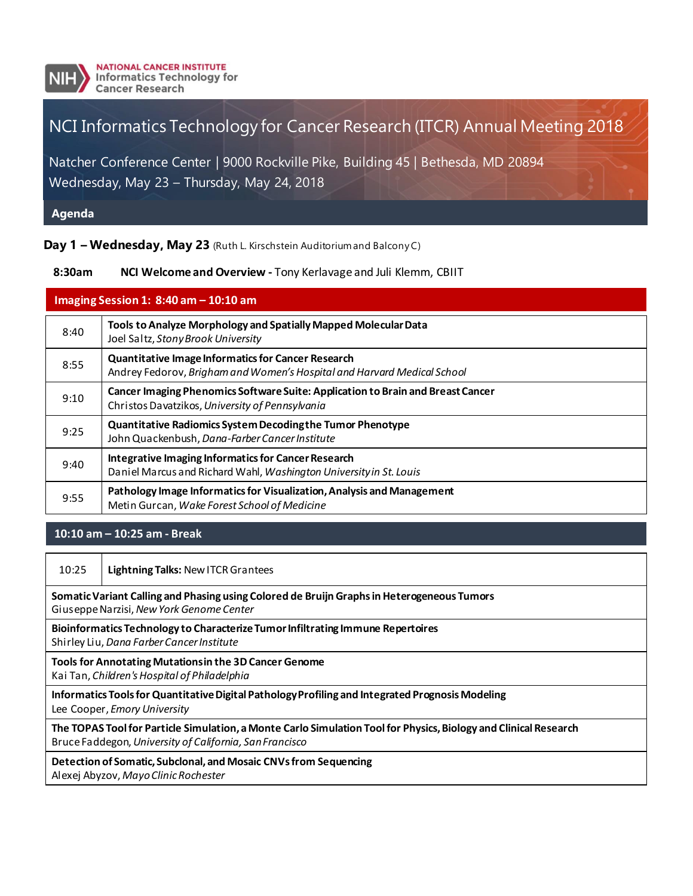NATIONAL CANCER INSTITUTE
Informatics Technology for Cancer Research

# NCI Informatics Technology for Cancer Research (ITCR) Annual Meeting 2018

Natcher Conference Center | 9000 Rockville Pike, Building 45 | Bethesda, MD 20894
Wednesday, May 23 – Thursday, May 24, 2018

## Agenda

### Day 1 – Wednesday, May 23 (Ruth L. Kirschstein Auditorium and Balcony C)

**8:30am** **NCI Welcome and Overview -** Tony Kerlavage and Juli Klemm, CBIIT

#### Imaging Session 1: 8:40 am – 10:10 am

| Time | Session |
|---|---|
| 8:40 | **Tools to Analyze Morphology and Spatially Mapped Molecular Data**<br>Joel Saltz, *Stony Brook University* |
| 8:55 | **Quantitative Image Informatics for Cancer Research**<br>Andrey Fedorov, *Brigham and Women's Hospital and Harvard Medical School* |
| 9:10 | **Cancer Imaging Phenomics Software Suite: Application to Brain and Breast Cancer**<br>Christos Davatzikos, *University of Pennsylvania* |
| 9:25 | **Quantitative Radiomics System Decoding the Tumor Phenotype**<br>John Quackenbush, *Dana-Farber Cancer Institute* |
| 9:40 | **Integrative Imaging Informatics for Cancer Research**<br>Daniel Marcus and Richard Wahl, *Washington University in St. Louis* |
| 9:55 | **Pathology Image Informatics for Visualization, Analysis and Management**<br>Metin Gurcan, *Wake Forest School of Medicine* |

#### 10:10 am – 10:25 am - Break

| Time | Session |
|---|---|
| 10:25 | **Lightning Talks:** New ITCR Grantees |
| | **Somatic Variant Calling and Phasing using Colored de Bruijn Graphs in Heterogeneous Tumors**<br>Giuseppe Narzisi, *New York Genome Center* |
| | **Bioinformatics Technology to Characterize Tumor Infiltrating Immune Repertoires**<br>Shirley Liu, *Dana Farber Cancer Institute* |
| | **Tools for Annotating Mutations in the 3D Cancer Genome**<br>Kai Tan, *Children's Hospital of Philadelphia* |
| | **Informatics Tools for Quantitative Digital Pathology Profiling and Integrated Prognosis Modeling**<br>Lee Cooper, *Emory University* |
| | **The TOPAS Tool for Particle Simulation, a Monte Carlo Simulation Tool for Physics, Biology and Clinical Research**<br>Bruce Faddegon, *University of California, San Francisco* |
| | **Detection of Somatic, Subclonal, and Mosaic CNVs from Sequencing**<br>Alexej Abyzov, *Mayo Clinic Rochester* |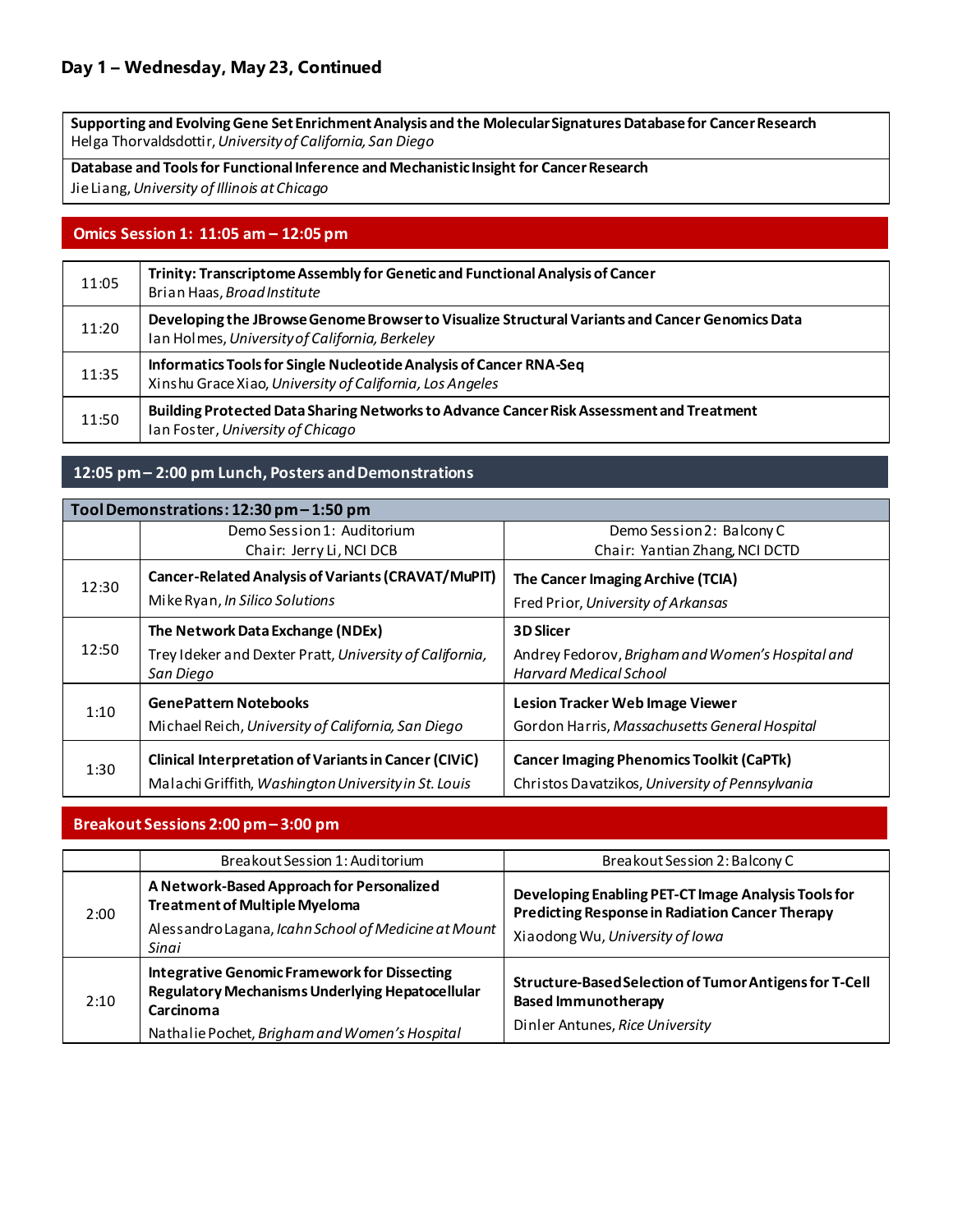## Day 1 – Wednesday, May 23, Continued

| |
|---|
| **Supporting and Evolving Gene Set Enrichment Analysis and the Molecular Signatures Database for Cancer Research**<br>Helga Thorvaldsdottir, *University of California, San Diego* |
| **Database and Tools for Functional Inference and Mechanistic Insight for Cancer Research**<br>Jie Liang, *University of Illinois at Chicago* |

### Omics Session 1: 11:05 am – 12:05 pm

| | |
|---|---|
| 11:05 | **Trinity: Transcriptome Assembly for Genetic and Functional Analysis of Cancer**<br>Brian Haas, *Broad Institute* |
| 11:20 | **Developing the JBrowse Genome Browser to Visualize Structural Variants and Cancer Genomics Data**<br>Ian Holmes, *University of California, Berkeley* |
| 11:35 | **Informatics Tools for Single Nucleotide Analysis of Cancer RNA-Seq**<br>Xinshu Grace Xiao, *University of California, Los Angeles* |
| 11:50 | **Building Protected Data Sharing Networks to Advance Cancer Risk Assessment and Treatment**<br>Ian Foster, *University of Chicago* |

### 12:05 pm – 2:00 pm Lunch, Posters and Demonstrations

| Tool Demonstrations: 12:30 pm – 1:50 pm | | |
|---|---|---|
| | Demo Session 1: Auditorium<br>Chair: Jerry Li, NCI DCB | Demo Session 2: Balcony C<br>Chair: Yantian Zhang, NCI DCTD |
| 12:30 | **Cancer-Related Analysis of Variants (CRAVAT/MuPIT)**<br>Mike Ryan, *In Silico Solutions* | **The Cancer Imaging Archive (TCIA)**<br>Fred Prior, *University of Arkansas* |
| 12:50 | **The Network Data Exchange (NDEx)**<br>Trey Ideker and Dexter Pratt, *University of California, San Diego* | **3D Slicer**<br>Andrey Fedorov, *Brigham and Women's Hospital and Harvard Medical School* |
| 1:10 | **GenePattern Notebooks**<br>Michael Reich, *University of California, San Diego* | **Lesion Tracker Web Image Viewer**<br>Gordon Harris, *Massachusetts General Hospital* |
| 1:30 | **Clinical Interpretation of Variants in Cancer (CIViC)**<br>Malachi Griffith, *Washington University in St. Louis* | **Cancer Imaging Phenomics Toolkit (CaPTk)**<br>Christos Davatzikos, *University of Pennsylvania* |

### Breakout Sessions 2:00 pm – 3:00 pm

| | Breakout Session 1: Auditorium | Breakout Session 2: Balcony C |
|---|---|---|
| 2:00 | **A Network-Based Approach for Personalized Treatment of Multiple Myeloma**<br>Alessandro Lagana, *Icahn School of Medicine at Mount Sinai* | **Developing Enabling PET-CT Image Analysis Tools for Predicting Response in Radiation Cancer Therapy**<br>Xiaodong Wu, *University of Iowa* |
| 2:10 | **Integrative Genomic Framework for Dissecting Regulatory Mechanisms Underlying Hepatocellular Carcinoma**<br>Nathalie Pochet, *Brigham and Women's Hospital* | **Structure-Based Selection of Tumor Antigens for T-Cell Based Immunotherapy**<br>Dinler Antunes, *Rice University* |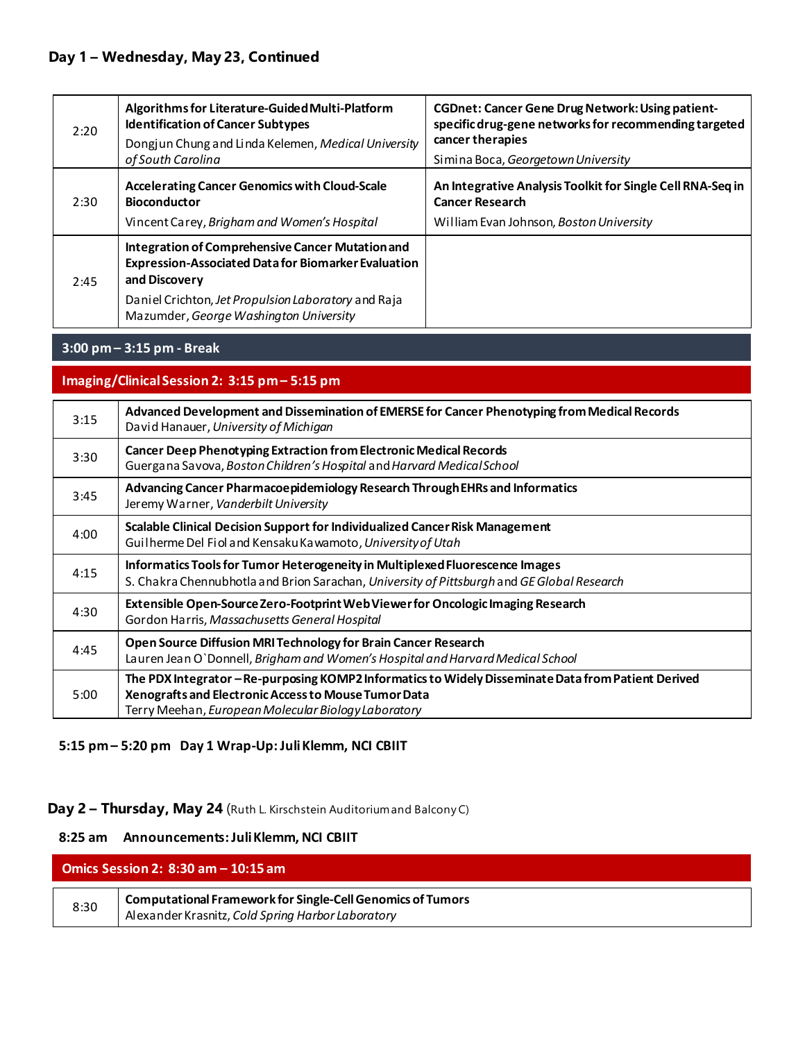## Day 1 – Wednesday, May 23, Continued

| | | |
|---|---|---|
| 2:20 | **Algorithms for Literature-Guided Multi-Platform Identification of Cancer Subtypes**<br>Dongjun Chung and Linda Kelemen, *Medical University of South Carolina* | **CGDnet: Cancer Gene Drug Network: Using patient-specific drug-gene networks for recommending targeted cancer therapies**<br>Simina Boca, *Georgetown University* |
| 2:30 | **Accelerating Cancer Genomics with Cloud-Scale Bioconductor**<br>Vincent Carey, *Brigham and Women's Hospital* | **An Integrative Analysis Toolkit for Single Cell RNA-Seq in Cancer Research**<br>William Evan Johnson, *Boston University* |
| 2:45 | **Integration of Comprehensive Cancer Mutation and Expression-Associated Data for Biomarker Evaluation and Discovery**<br>Daniel Crichton, *Jet Propulsion Laboratory* and Raja Mazumder, *George Washington University* | |

**3:00 pm – 3:15 pm - Break**

### Imaging/Clinical Session 2: 3:15 pm – 5:15 pm

| | |
|---|---|
| 3:15 | **Advanced Development and Dissemination of EMERSE for Cancer Phenotyping from Medical Records**<br>David Hanauer, *University of Michigan* |
| 3:30 | **Cancer Deep Phenotyping Extraction from Electronic Medical Records**<br>Guergana Savova, *Boston Children's Hospital* and *Harvard Medical School* |
| 3:45 | **Advancing Cancer Pharmacoepidemiology Research Through EHRs and Informatics**<br>Jeremy Warner, *Vanderbilt University* |
| 4:00 | **Scalable Clinical Decision Support for Individualized Cancer Risk Management**<br>Guilherme Del Fiol and Kensaku Kawamoto, *University of Utah* |
| 4:15 | **Informatics Tools for Tumor Heterogeneity in Multiplexed Fluorescence Images**<br>S. Chakra Chennubhotla and Brion Sarachan, *University of Pittsburgh* and *GE Global Research* |
| 4:30 | **Extensible Open-Source Zero-Footprint Web Viewer for Oncologic Imaging Research**<br>Gordon Harris, *Massachusetts General Hospital* |
| 4:45 | **Open Source Diffusion MRI Technology for Brain Cancer Research**<br>Lauren Jean O`Donnell, *Brigham and Women's Hospital and Harvard Medical School* |
| 5:00 | **The PDX Integrator – Re-purposing KOMP2 Informatics to Widely Disseminate Data from Patient Derived Xenografts and Electronic Access to Mouse Tumor Data**<br>Terry Meehan, *European Molecular Biology Laboratory* |

**5:15 pm – 5:20 pm Day 1 Wrap-Up: Juli Klemm, NCI CBIIT**

## Day 2 – Thursday, May 24 (Ruth L. Kirschstein Auditorium and Balcony C)

**8:25 am Announcements: Juli Klemm, NCI CBIIT**

### Omics Session 2: 8:30 am – 10:15 am

| | |
|---|---|
| 8:30 | **Computational Framework for Single-Cell Genomics of Tumors**<br>Alexander Krasnitz, *Cold Spring Harbor Laboratory* |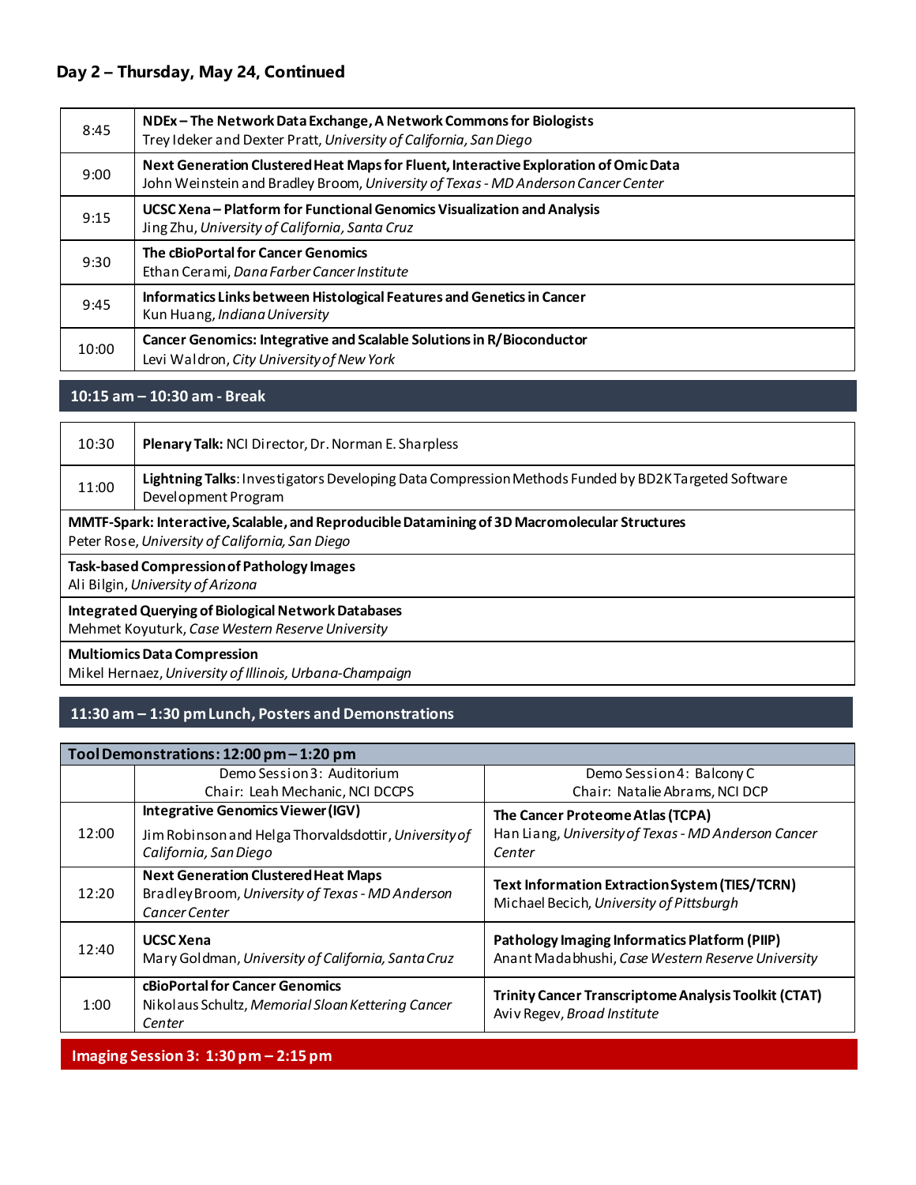## Day 2 – Thursday, May 24, Continued

| | |
|---|---|
| 8:45 | **NDEx – The Network Data Exchange, A Network Commons for Biologists**<br>Trey Ideker and Dexter Pratt, *University of California, San Diego* |
| 9:00 | **Next Generation Clustered Heat Maps for Fluent, Interactive Exploration of Omic Data**<br>John Weinstein and Bradley Broom, *University of Texas - MD Anderson Cancer Center* |
| 9:15 | **UCSC Xena – Platform for Functional Genomics Visualization and Analysis**<br>Jing Zhu, *University of California, Santa Cruz* |
| 9:30 | **The cBioPortal for Cancer Genomics**<br>Ethan Cerami, *Dana Farber Cancer Institute* |
| 9:45 | **Informatics Links between Histological Features and Genetics in Cancer**<br>Kun Huang, *Indiana University* |
| 10:00 | **Cancer Genomics: Integrative and Scalable Solutions in R/Bioconductor**<br>Levi Waldron, *City University of New York* |

### 10:15 am – 10:30 am - Break

| | |
|---|---|
| 10:30 | **Plenary Talk:** NCI Director, Dr. Norman E. Sharpless |
| 11:00 | **Lightning Talks**: Investigators Developing Data Compression Methods Funded by BD2K Targeted Software Development Program |

**MMTF-Spark: Interactive, Scalable, and Reproducible Datamining of 3D Macromolecular Structures**
Peter Rose, *University of California, San Diego*

**Task-based Compression of Pathology Images**
Ali Bilgin, *University of Arizona*

**Integrated Querying of Biological Network Databases**
Mehmet Koyuturk, *Case Western Reserve University*

**Multiomics Data Compression**
Mikel Hernaez, *University of Illinois, Urbana-Champaign*

### 11:30 am – 1:30 pm Lunch, Posters and Demonstrations

**Tool Demonstrations: 12:00 pm – 1:20 pm**

| | Demo Session 3: Auditorium<br>Chair: Leah Mechanic, NCI DCCPS | Demo Session 4: Balcony C<br>Chair: Natalie Abrams, NCI DCP |
|---|---|---|
| 12:00 | **Integrative Genomics Viewer (IGV)**<br>Jim Robinson and Helga Thorvaldsdottir, *University of California, San Diego* | **The Cancer Proteome Atlas (TCPA)**<br>Han Liang, *University of Texas - MD Anderson Cancer Center* |
| 12:20 | **Next Generation Clustered Heat Maps**<br>Bradley Broom, *University of Texas - MD Anderson Cancer Center* | **Text Information Extraction System (TIES/TCRN)**<br>Michael Becich, *University of Pittsburgh* |
| 12:40 | **UCSC Xena**<br>Mary Goldman, *University of California, Santa Cruz* | **Pathology Imaging Informatics Platform (PIIP)**<br>Anant Madabhushi, *Case Western Reserve University* |
| 1:00 | **cBioPortal for Cancer Genomics**<br>Nikolaus Schultz, *Memorial Sloan Kettering Cancer Center* | **Trinity Cancer Transcriptome Analysis Toolkit (CTAT)**<br>Aviv Regev, *Broad Institute* |

### Imaging Session 3: 1:30 pm – 2:15 pm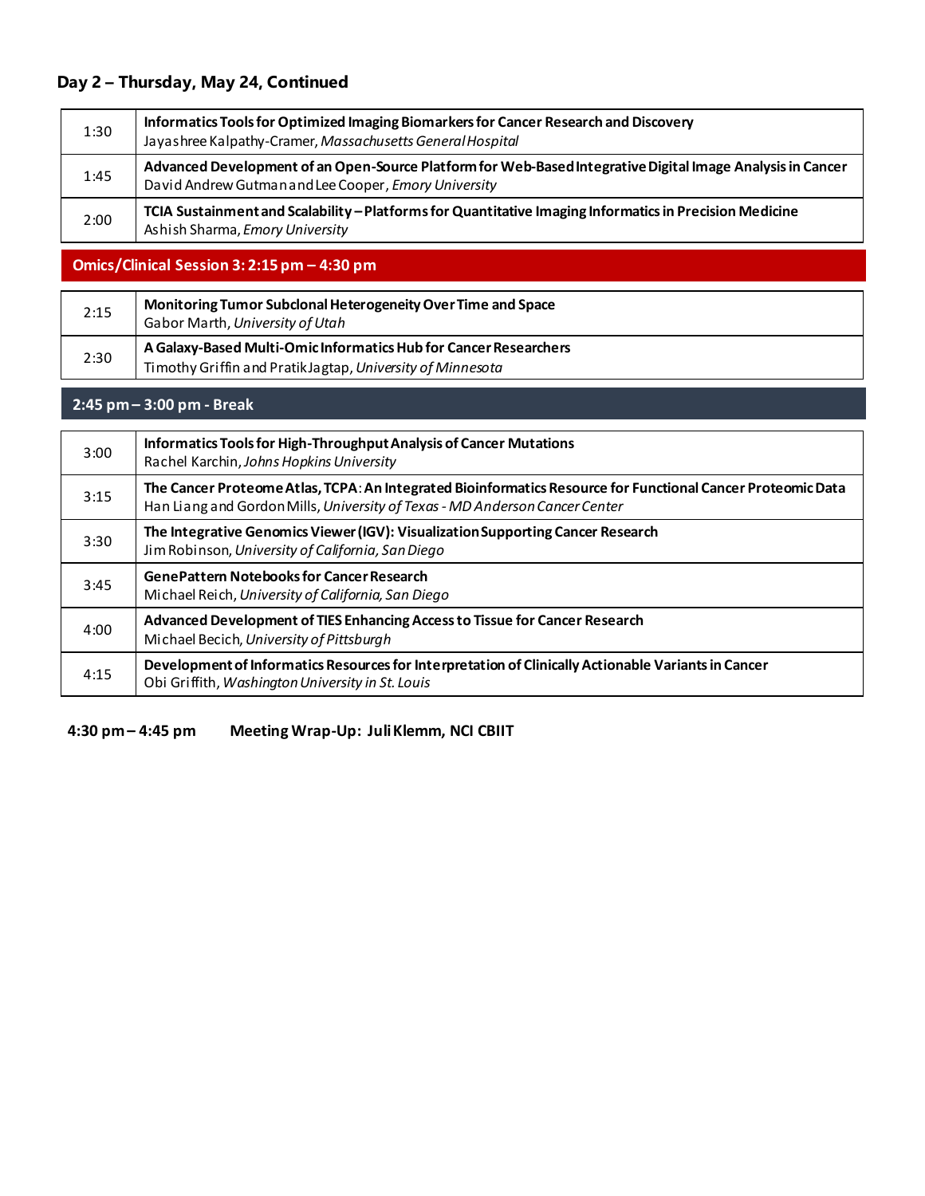## Day 2 – Thursday, May 24, Continued

| | |
|---|---|
| 1:30 | **Informatics Tools for Optimized Imaging Biomarkers for Cancer Research and Discovery**<br>Jayashree Kalpathy-Cramer, *Massachusetts General Hospital* |
| 1:45 | **Advanced Development of an Open-Source Platform for Web-Based Integrative Digital Image Analysis in Cancer**<br>David Andrew Gutman and Lee Cooper, *Emory University* |
| 2:00 | **TCIA Sustainment and Scalability – Platforms for Quantitative Imaging Informatics in Precision Medicine**<br>Ashish Sharma, *Emory University* |

**Omics/Clinical Session 3: 2:15 pm – 4:30 pm**

| | |
|---|---|
| 2:15 | **Monitoring Tumor Subclonal Heterogeneity Over Time and Space**<br>Gabor Marth, *University of Utah* |
| 2:30 | **A Galaxy-Based Multi-Omic Informatics Hub for Cancer Researchers**<br>Timothy Griffin and Pratik Jagtap, *University of Minnesota* |

**2:45 pm – 3:00 pm - Break**

| | |
|---|---|
| 3:00 | **Informatics Tools for High-Throughput Analysis of Cancer Mutations**<br>Rachel Karchin, *Johns Hopkins University* |
| 3:15 | **The Cancer Proteome Atlas, TCPA: An Integrated Bioinformatics Resource for Functional Cancer Proteomic Data**<br>Han Liang and Gordon Mills, *University of Texas - MD Anderson Cancer Center* |
| 3:30 | **The Integrative Genomics Viewer (IGV): Visualization Supporting Cancer Research**<br>Jim Robinson, *University of California, San Diego* |
| 3:45 | **GenePattern Notebooks for Cancer Research**<br>Michael Reich, *University of California, San Diego* |
| 4:00 | **Advanced Development of TIES Enhancing Access to Tissue for Cancer Research**<br>Michael Becich, *University of Pittsburgh* |
| 4:15 | **Development of Informatics Resources for Interpretation of Clinically Actionable Variants in Cancer**<br>Obi Griffith, *Washington University in St. Louis* |

**4:30 pm – 4:45 pm Meeting Wrap-Up: Juli Klemm, NCI CBIIT**